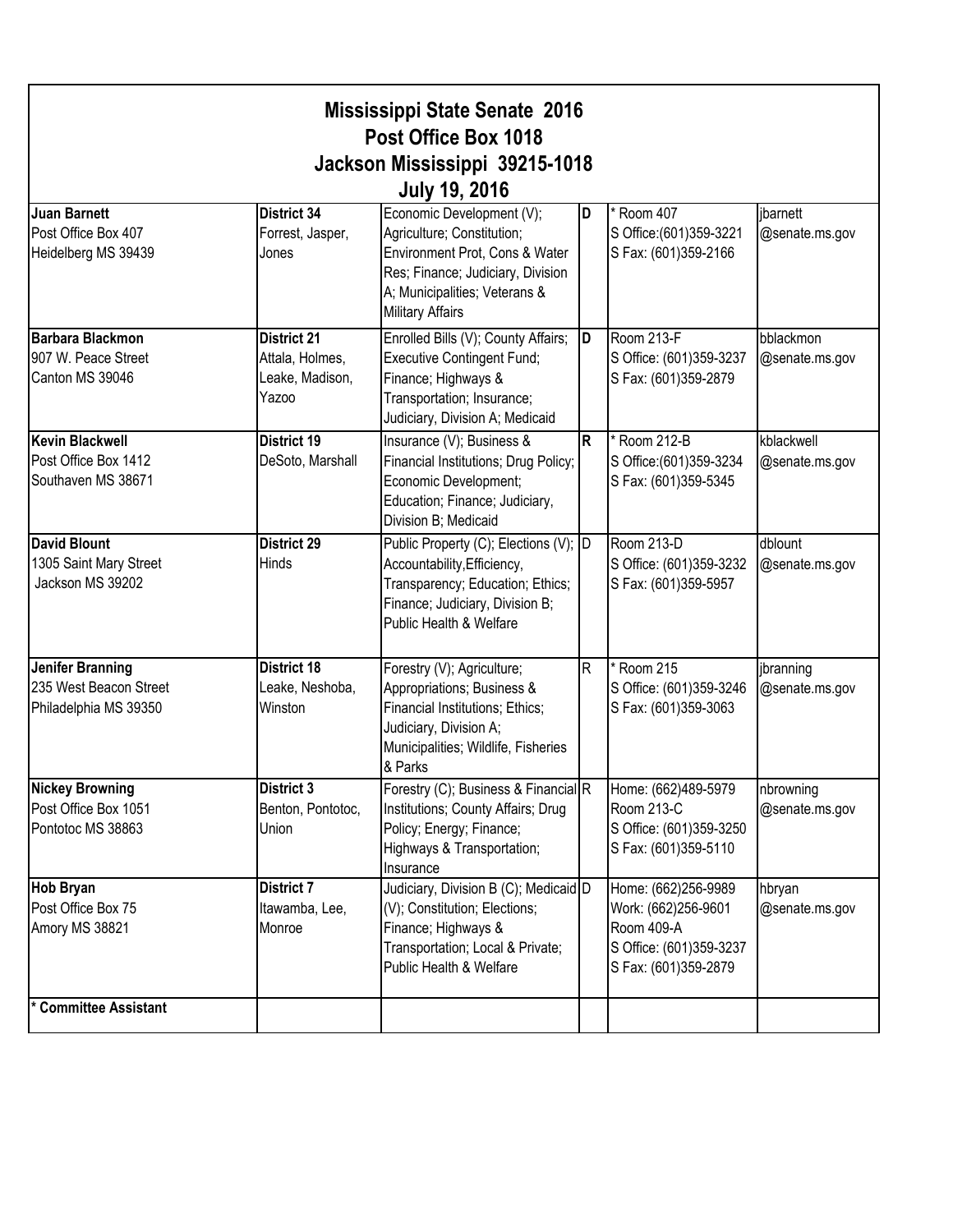# Mississippi State Senate 2016
## Post Office Box 1018
## Jackson Mississippi 39215-1018
## July 19, 2016

| | | | | | |
|---|---|---|---|---|---|
| **Juan Barnett**<br>Post Office Box 407<br>Heidelberg MS 39439 | **District 34**<br>Forrest, Jasper, Jones | Economic Development (V); Agriculture; Constitution; Environment Prot, Cons & Water Res; Finance; Judiciary, Division A; Municipalities; Veterans & Military Affairs | **D** | * Room 407<br>S Office:(601)359-3221<br>S Fax: (601)359-2166 | jbarnett<br>@senate.ms.gov |
| **Barbara Blackmon**<br>907 W. Peace Street<br>Canton MS 39046 | **District 21**<br>Attala, Holmes, Leake, Madison, Yazoo | Enrolled Bills (V); County Affairs; Executive Contingent Fund; Finance; Highways & Transportation; Insurance; Judiciary, Division A; Medicaid | **D** | Room 213-F<br>S Office: (601)359-3237<br>S Fax: (601)359-2879 | bblackmon<br>@senate.ms.gov |
| **Kevin Blackwell**<br>Post Office Box 1412<br>Southaven MS 38671 | **District 19**<br>DeSoto, Marshall | Insurance (V); Business & Financial Institutions; Drug Policy; Economic Development; Education; Finance; Judiciary, Division B; Medicaid | **R** | * Room 212-B<br>S Office:(601)359-3234<br>S Fax: (601)359-5345 | kblackwell<br>@senate.ms.gov |
| **David Blount**<br>1305 Saint Mary Street<br>Jackson MS 39202 | **District 29**<br>Hinds | Public Property (C); Elections (V); Accountability,Efficiency, Transparency; Education; Ethics; Finance; Judiciary, Division B; Public Health & Welfare | D | Room 213-D<br>S Office: (601)359-3232<br>S Fax: (601)359-5957 | dblount<br>@senate.ms.gov |
| **Jenifer Branning**<br>235 West Beacon Street<br>Philadelphia MS 39350 | **District 18**<br>Leake, Neshoba, Winston | Forestry (V); Agriculture; Appropriations; Business & Financial Institutions; Ethics; Judiciary, Division A; Municipalities; Wildlife, Fisheries & Parks | R | * Room 215<br>S Office: (601)359-3246<br>S Fax: (601)359-3063 | jbranning<br>@senate.ms.gov |
| **Nickey Browning**<br>Post Office Box 1051<br>Pontotoc MS 38863 | **District 3**<br>Benton, Pontotoc, Union | Forestry (C); Business & Financial Institutions; County Affairs; Drug Policy; Energy; Finance; Highways & Transportation; Insurance | R | Home: (662)489-5979<br>Room 213-C<br>S Office: (601)359-3250<br>S Fax: (601)359-5110 | nbrowning<br>@senate.ms.gov |
| **Hob Bryan**<br>Post Office Box 75<br>Amory MS 38821 | **District 7**<br>Itawamba, Lee, Monroe | Judiciary, Division B (C); Medicaid (V); Constitution; Elections; Finance; Highways & Transportation; Local & Private; Public Health & Welfare | D | Home: (662)256-9989<br>Work: (662)256-9601<br>Room 409-A<br>S Office: (601)359-3237<br>S Fax: (601)359-2879 | hbryan<br>@senate.ms.gov |
| **\* Committee Assistant** | | | | | |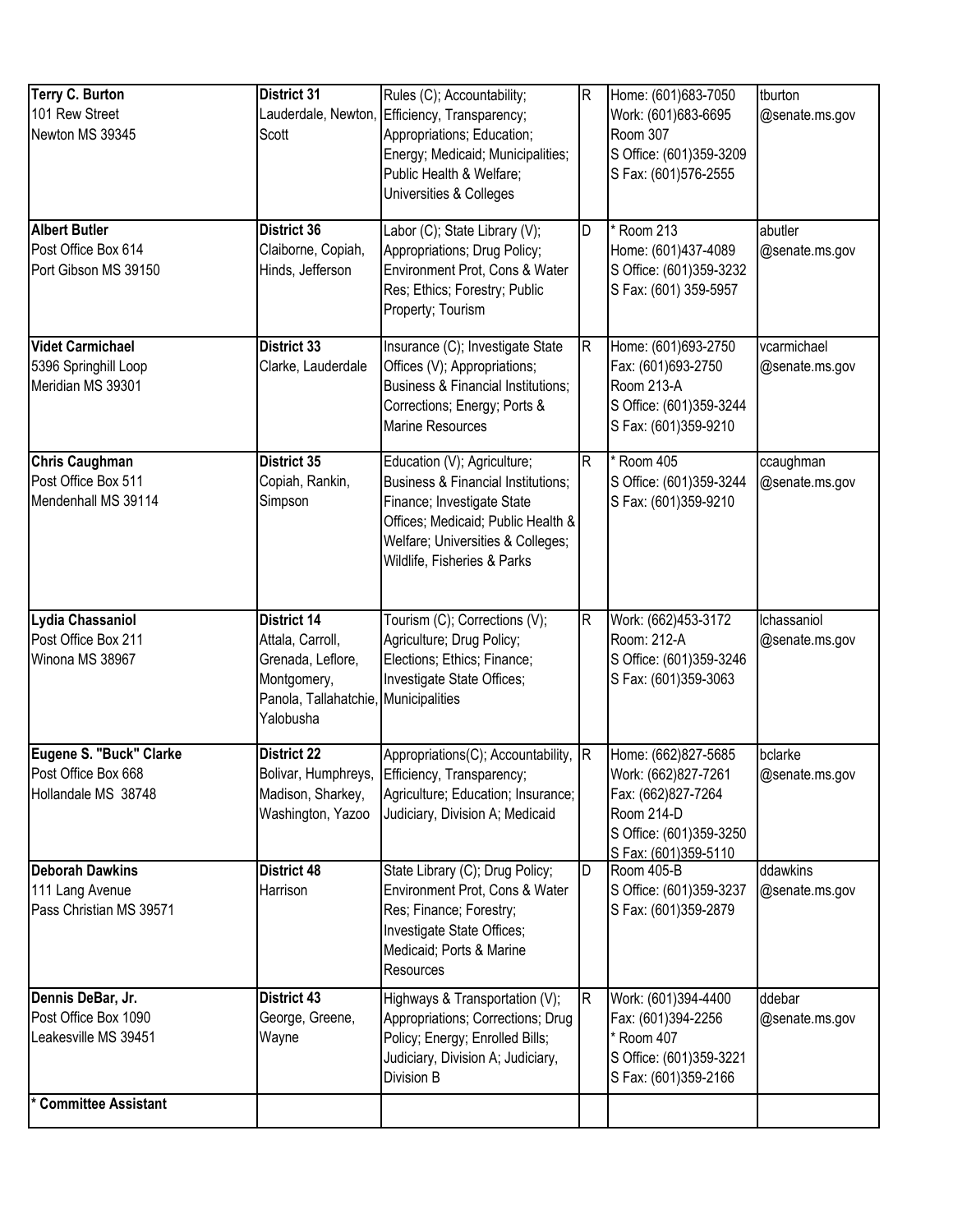| | | | | | |
|---|---|---|---|---|---|
| **Terry C. Burton**<br>101 Rew Street<br>Newton MS 39345 | **District 31**<br>Lauderdale, Newton, Scott | Rules (C); Accountability; Efficiency, Transparency; Appropriations; Education; Energy; Medicaid; Municipalities; Public Health & Welfare; Universities & Colleges | R | Home: (601)683-7050<br>Work: (601)683-6695<br>Room 307<br>S Office: (601)359-3209<br>S Fax: (601)576-2555 | tburton<br>@senate.ms.gov |
| **Albert Butler**<br>Post Office Box 614<br>Port Gibson MS 39150 | **District 36**<br>Claiborne, Copiah, Hinds, Jefferson | Labor (C); State Library (V); Appropriations; Drug Policy; Environment Prot, Cons & Water Res; Ethics; Forestry; Public Property; Tourism | D | * Room 213<br>Home: (601)437-4089<br>S Office: (601)359-3232<br>S Fax: (601) 359-5957 | abutler<br>@senate.ms.gov |
| **Videt Carmichael**<br>5396 Springhill Loop<br>Meridian MS 39301 | **District 33**<br>Clarke, Lauderdale | Insurance (C); Investigate State Offices (V); Appropriations; Business & Financial Institutions; Corrections; Energy; Ports & Marine Resources | R | Home: (601)693-2750<br>Fax: (601)693-2750<br>Room 213-A<br>S Office: (601)359-3244<br>S Fax: (601)359-9210 | vcarmichael<br>@senate.ms.gov |
| **Chris Caughman**<br>Post Office Box 511<br>Mendenhall MS 39114 | **District 35**<br>Copiah, Rankin, Simpson | Education (V); Agriculture; Business & Financial Institutions; Finance; Investigate State Offices; Medicaid; Public Health & Welfare; Universities & Colleges; Wildlife, Fisheries & Parks | R | * Room 405<br>S Office: (601)359-3244<br>S Fax: (601)359-9210 | ccaughman<br>@senate.ms.gov |
| **Lydia Chassaniol**<br>Post Office Box 211<br>Winona MS 38967 | **District 14**<br>Attala, Carroll, Grenada, Leflore, Montgomery, Panola, Tallahatchie, Yalobusha | Tourism (C); Corrections (V); Agriculture; Drug Policy; Elections; Ethics; Finance; Investigate State Offices; Municipalities | R | Work: (662)453-3172<br>Room: 212-A<br>S Office: (601)359-3246<br>S Fax: (601)359-3063 | lchassaniol<br>@senate.ms.gov |
| **Eugene S. "Buck" Clarke**<br>Post Office Box 668<br>Hollandale MS 38748 | **District 22**<br>Bolivar, Humphreys, Madison, Sharkey, Washington, Yazoo | Appropriations(C); Accountability, Efficiency, Transparency; Agriculture; Education; Insurance; Judiciary, Division A; Medicaid | R | Home: (662)827-5685<br>Work: (662)827-7261<br>Fax: (662)827-7264<br>Room 214-D<br>S Office: (601)359-3250<br>S Fax: (601)359-5110 | bclarke<br>@senate.ms.gov |
| **Deborah Dawkins**<br>111 Lang Avenue<br>Pass Christian MS 39571 | **District 48**<br>Harrison | State Library (C); Drug Policy; Environment Prot, Cons & Water Res; Finance; Forestry; Investigate State Offices; Medicaid; Ports & Marine Resources | D | Room 405-B<br>S Office: (601)359-3237<br>S Fax: (601)359-2879 | ddawkins<br>@senate.ms.gov |
| **Dennis DeBar, Jr.**<br>Post Office Box 1090<br>Leakesville MS 39451 | **District 43**<br>George, Greene, Wayne | Highways & Transportation (V); Appropriations; Corrections; Drug Policy; Energy; Enrolled Bills; Judiciary, Division A; Judiciary, Division B | R | Work: (601)394-4400<br>Fax: (601)394-2256<br>* Room 407<br>S Office: (601)359-3221<br>S Fax: (601)359-2166 | ddebar<br>@senate.ms.gov |
| **\* Committee Assistant** | | | | | |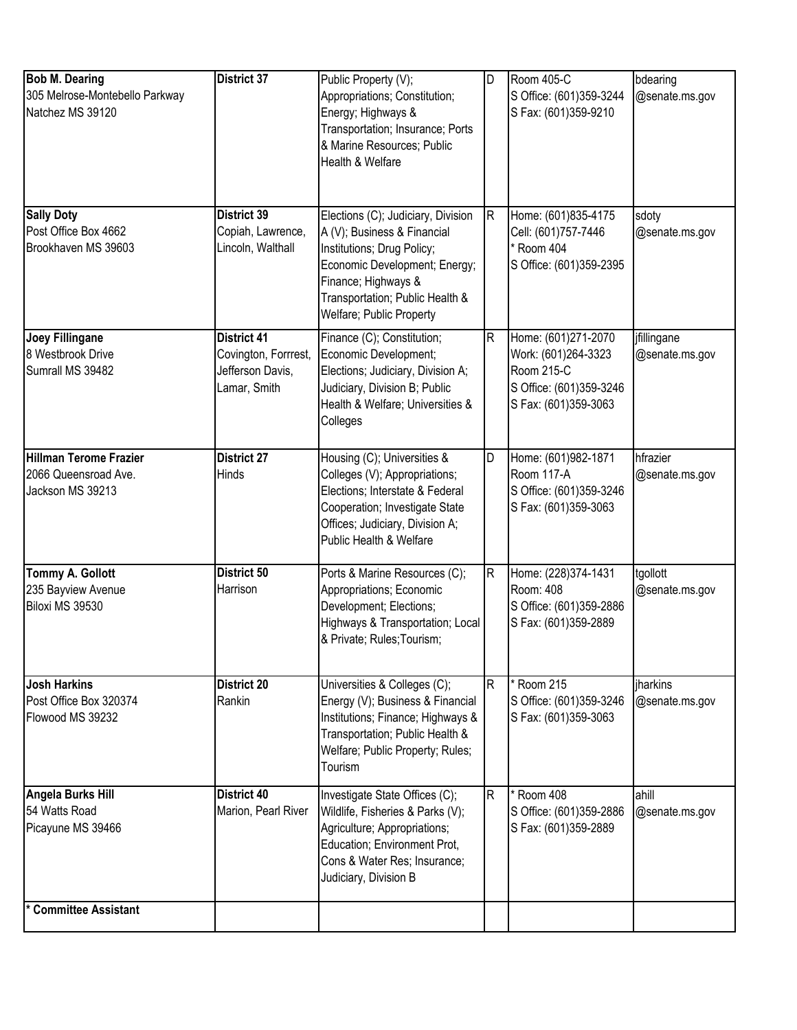| | | | | | |
|---|---|---|---|---|---|
| **Bob M. Dearing**<br>305 Melrose-Montebello Parkway<br>Natchez MS 39120 | **District 37** | Public Property (V); Appropriations; Constitution; Energy; Highways & Transportation; Insurance; Ports & Marine Resources; Public Health & Welfare | D | Room 405-C<br>S Office: (601)359-3244<br>S Fax: (601)359-9210 | bdearing<br>@senate.ms.gov |
| **Sally Doty**<br>Post Office Box 4662<br>Brookhaven MS 39603 | **District 39**<br>Copiah, Lawrence, Lincoln, Walthall | Elections (C); Judiciary, Division A (V); Business & Financial Institutions; Drug Policy; Economic Development; Energy; Finance; Highways & Transportation; Public Health & Welfare; Public Property | R | Home: (601)835-4175<br>Cell: (601)757-7446<br>* Room 404<br>S Office: (601)359-2395 | sdoty<br>@senate.ms.gov |
| **Joey Fillingane**<br>8 Westbrook Drive<br>Sumrall MS 39482 | **District 41**<br>Covington, Forrrest, Jefferson Davis, Lamar, Smith | Finance (C); Constitution; Economic Development; Elections; Judiciary, Division A; Judiciary, Division B; Public Health & Welfare; Universities & Colleges | R | Home: (601)271-2070<br>Work: (601)264-3323<br>Room 215-C<br>S Office: (601)359-3246<br>S Fax: (601)359-3063 | jfillingane<br>@senate.ms.gov |
| **Hillman Terome Frazier**<br>2066 Queensroad Ave.<br>Jackson MS 39213 | **District 27**<br>Hinds | Housing (C); Universities & Colleges (V); Appropriations; Elections; Interstate & Federal Cooperation; Investigate State Offices; Judiciary, Division A; Public Health & Welfare | D | Home: (601)982-1871<br>Room 117-A<br>S Office: (601)359-3246<br>S Fax: (601)359-3063 | hfrazier<br>@senate.ms.gov |
| **Tommy A. Gollott**<br>235 Bayview Avenue<br>Biloxi MS 39530 | **District 50**<br>Harrison | Ports & Marine Resources (C); Appropriations; Economic Development; Elections; Highways & Transportation; Local & Private; Rules;Tourism; | R | Home: (228)374-1431<br>Room: 408<br>S Office: (601)359-2886<br>S Fax: (601)359-2889 | tgollott<br>@senate.ms.gov |
| **Josh Harkins**<br>Post Office Box 320374<br>Flowood MS 39232 | **District 20**<br>Rankin | Universities & Colleges (C); Energy (V); Business & Financial Institutions; Finance; Highways & Transportation; Public Health & Welfare; Public Property; Rules; Tourism | R | * Room 215<br>S Office: (601)359-3246<br>S Fax: (601)359-3063 | jharkins<br>@senate.ms.gov |
| **Angela Burks Hill**<br>54 Watts Road<br>Picayune MS 39466 | **District 40**<br>Marion, Pearl River | Investigate State Offices (C); Wildlife, Fisheries & Parks (V); Agriculture; Appropriations; Education; Environment Prot, Cons & Water Res; Insurance; Judiciary, Division B | R | * Room 408<br>S Office: (601)359-2886<br>S Fax: (601)359-2889 | ahill<br>@senate.ms.gov |
| **\* Committee Assistant** | | | | | |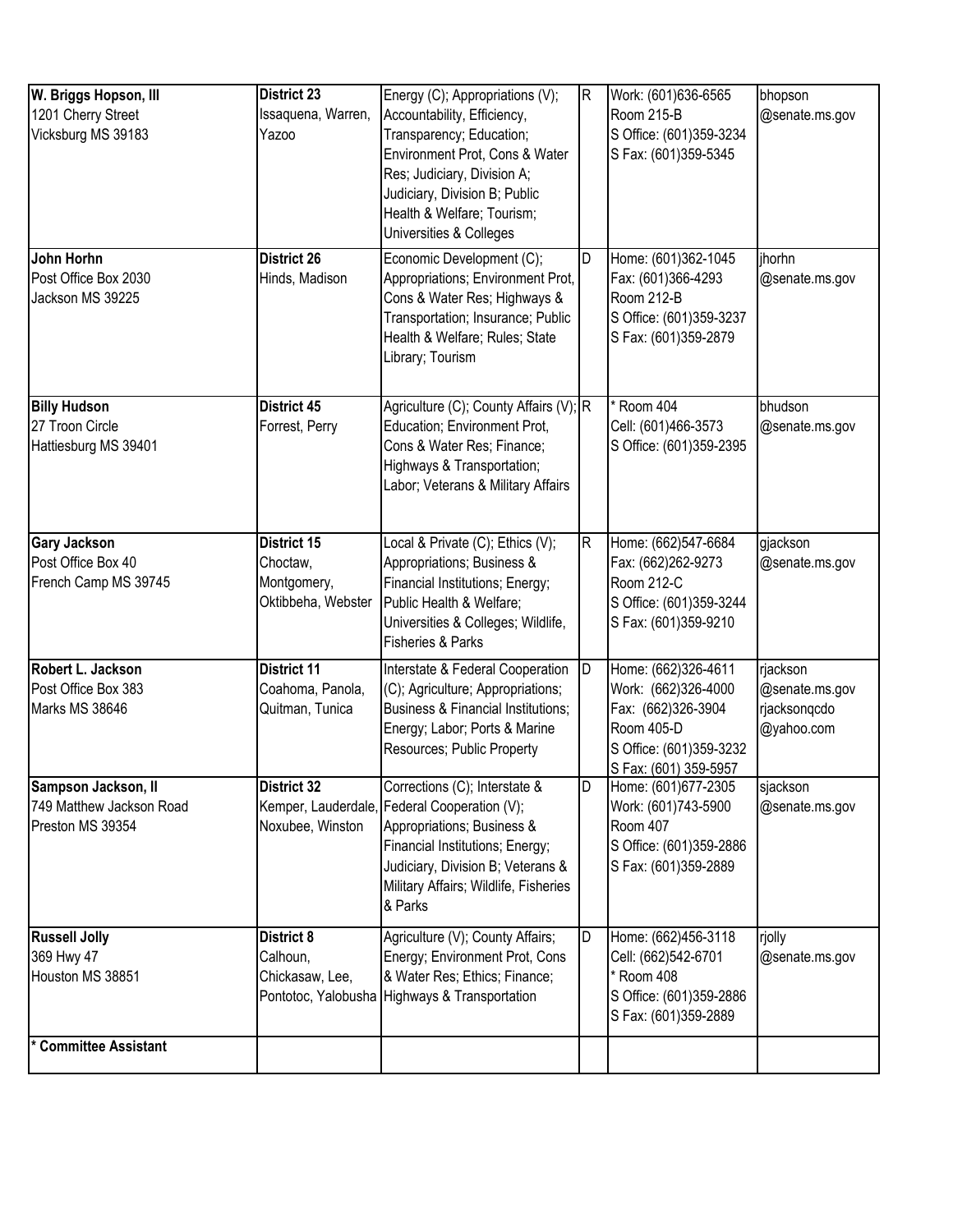| | | | | | |
|---|---|---|---|---|---|
| **W. Briggs Hopson, III**<br>1201 Cherry Street<br>Vicksburg MS 39183 | **District 23**<br>Issaquena, Warren, Yazoo | Energy (C); Appropriations (V); Accountability, Efficiency, Transparency; Education; Environment Prot, Cons & Water Res; Judiciary, Division A; Judiciary, Division B; Public Health & Welfare; Tourism; Universities & Colleges | R | Work: (601)636-6565<br>Room 215-B<br>S Office: (601)359-3234<br>S Fax: (601)359-5345 | bhopson<br>@senate.ms.gov |
| **John Horhn**<br>Post Office Box 2030<br>Jackson MS 39225 | **District 26**<br>Hinds, Madison | Economic Development (C); Appropriations; Environment Prot, Cons & Water Res; Highways & Transportation; Insurance; Public Health & Welfare; Rules; State Library; Tourism | D | Home: (601)362-1045<br>Fax: (601)366-4293<br>Room 212-B<br>S Office: (601)359-3237<br>S Fax: (601)359-2879 | jhorhn<br>@senate.ms.gov |
| **Billy Hudson**<br>27 Troon Circle<br>Hattiesburg MS 39401 | **District 45**<br>Forrest, Perry | Agriculture (C); County Affairs (V); Education; Environment Prot, Cons & Water Res; Finance; Highways & Transportation; Labor; Veterans & Military Affairs | R | * Room 404<br>Cell: (601)466-3573<br>S Office: (601)359-2395 | bhudson<br>@senate.ms.gov |
| **Gary Jackson**<br>Post Office Box 40<br>French Camp MS 39745 | **District 15**<br>Choctaw, Montgomery, Oktibbeha, Webster | Local & Private (C); Ethics (V); Appropriations; Business & Financial Institutions; Energy; Public Health & Welfare; Universities & Colleges; Wildlife, Fisheries & Parks | R | Home: (662)547-6684<br>Fax: (662)262-9273<br>Room 212-C<br>S Office: (601)359-3244<br>S Fax: (601)359-9210 | gjackson<br>@senate.ms.gov |
| **Robert L. Jackson**<br>Post Office Box 383<br>Marks MS 38646 | **District 11**<br>Coahoma, Panola, Quitman, Tunica | Interstate & Federal Cooperation (C); Agriculture; Appropriations; Business & Financial Institutions; Energy; Labor; Ports & Marine Resources; Public Property | D | Home: (662)326-4611<br>Work: (662)326-4000<br>Fax: (662)326-3904<br>Room 405-D<br>S Office: (601)359-3232<br>S Fax: (601) 359-5957 | rjackson<br>@senate.ms.gov<br>rjacksonqcdo<br>@yahoo.com |
| **Sampson Jackson, II**<br>749 Matthew Jackson Road<br>Preston MS 39354 | **District 32**<br>Kemper, Lauderdale, Noxubee, Winston | Corrections (C); Interstate & Federal Cooperation (V); Appropriations; Business & Financial Institutions; Energy; Judiciary, Division B; Veterans & Military Affairs; Wildlife, Fisheries & Parks | D | Home: (601)677-2305<br>Work: (601)743-5900<br>Room 407<br>S Office: (601)359-2886<br>S Fax: (601)359-2889 | sjackson<br>@senate.ms.gov |
| **Russell Jolly**<br>369 Hwy 47<br>Houston MS 38851 | **District 8**<br>Calhoun, Chickasaw, Lee, Pontotoc, Yalobusha | Agriculture (V); County Affairs; Energy; Environment Prot, Cons & Water Res; Ethics; Finance; Highways & Transportation | D | Home: (662)456-3118<br>Cell: (662)542-6701<br>* Room 408<br>S Office: (601)359-2886<br>S Fax: (601)359-2889 | rjolly<br>@senate.ms.gov |
| *** Committee Assistant** | | | | | |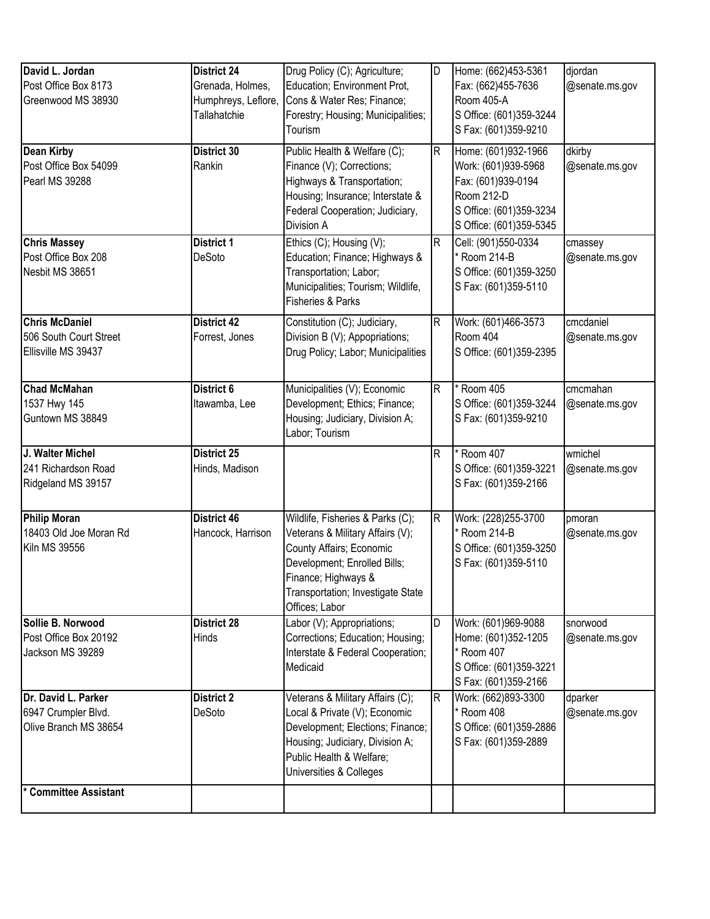| | | | | | |
|---|---|---|---|---|---|
| **David L. Jordan**<br>Post Office Box 8173<br>Greenwood MS 38930 | **District 24**<br>Grenada, Holmes, Humphreys, Leflore, Tallahatchie | Drug Policy (C); Agriculture; Education; Environment Prot, Cons & Water Res; Finance; Forestry; Housing; Municipalities; Tourism | D | Home: (662)453-5361<br>Fax: (662)455-7636<br>Room 405-A<br>S Office: (601)359-3244<br>S Fax: (601)359-9210 | djordan<br>@senate.ms.gov |
| **Dean Kirby**<br>Post Office Box 54099<br>Pearl MS 39288 | **District 30**<br>Rankin | Public Health & Welfare (C); Finance (V); Corrections; Highways & Transportation; Housing; Insurance; Interstate & Federal Cooperation; Judiciary, Division A | R | Home: (601)932-1966<br>Work: (601)939-5968<br>Fax: (601)939-0194<br>Room 212-D<br>S Office: (601)359-3234<br>S Office: (601)359-5345 | dkirby<br>@senate.ms.gov |
| **Chris Massey**<br>Post Office Box 208<br>Nesbit MS 38651 | **District 1**<br>DeSoto | Ethics (C); Housing (V); Education; Finance; Highways & Transportation; Labor; Municipalities; Tourism; Wildlife, Fisheries & Parks | R | Cell: (901)550-0334<br>* Room 214-B<br>S Office: (601)359-3250<br>S Fax: (601)359-5110 | cmassey<br>@senate.ms.gov |
| **Chris McDaniel**<br>506 South Court Street<br>Ellisville MS 39437 | **District 42**<br>Forrest, Jones | Constitution (C); Judiciary, Division B (V); Appopriations; Drug Policy; Labor; Municipalities | R | Work: (601)466-3573<br>Room 404<br>S Office: (601)359-2395 | cmcdaniel<br>@senate.ms.gov |
| **Chad McMahan**<br>1537 Hwy 145<br>Guntown MS 38849 | **District 6**<br>Itawamba, Lee | Municipalities (V); Economic Development; Ethics; Finance; Housing; Judiciary, Division A; Labor; Tourism | R | * Room 405<br>S Office: (601)359-3244<br>S Fax: (601)359-9210 | cmcmahan<br>@senate.ms.gov |
| **J. Walter Michel**<br>241 Richardson Road<br>Ridgeland MS 39157 | **District 25**<br>Hinds, Madison | | R | * Room 407<br>S Office: (601)359-3221<br>S Fax: (601)359-2166 | wmichel<br>@senate.ms.gov |
| **Philip Moran**<br>18403 Old Joe Moran Rd<br>Kiln MS 39556 | **District 46**<br>Hancock, Harrison | Wildlife, Fisheries & Parks (C); Veterans & Military Affairs (V); County Affairs; Economic Development; Enrolled Bills; Finance; Highways & Transportation; Investigate State Offices; Labor | R | Work: (228)255-3700<br>* Room 214-B<br>S Office: (601)359-3250<br>S Fax: (601)359-5110 | pmoran<br>@senate.ms.gov |
| **Sollie B. Norwood**<br>Post Office Box 20192<br>Jackson MS 39289 | **District 28**<br>Hinds | Labor (V); Appropriations; Corrections; Education; Housing; Interstate & Federal Cooperation; Medicaid | D | Work: (601)969-9088<br>Home: (601)352-1205<br>* Room 407<br>S Office: (601)359-3221<br>S Fax: (601)359-2166 | snorwood<br>@senate.ms.gov |
| **Dr. David L. Parker**<br>6947 Crumpler Blvd.<br>Olive Branch MS 38654 | **District 2**<br>DeSoto | Veterans & Military Affairs (C); Local & Private (V); Economic Development; Elections; Finance; Housing; Judiciary, Division A; Public Health & Welfare; Universities & Colleges | R | Work: (662)893-3300<br>* Room 408<br>S Office: (601)359-2886<br>S Fax: (601)359-2889 | dparker<br>@senate.ms.gov |
| *** Committee Assistant** | | | | | |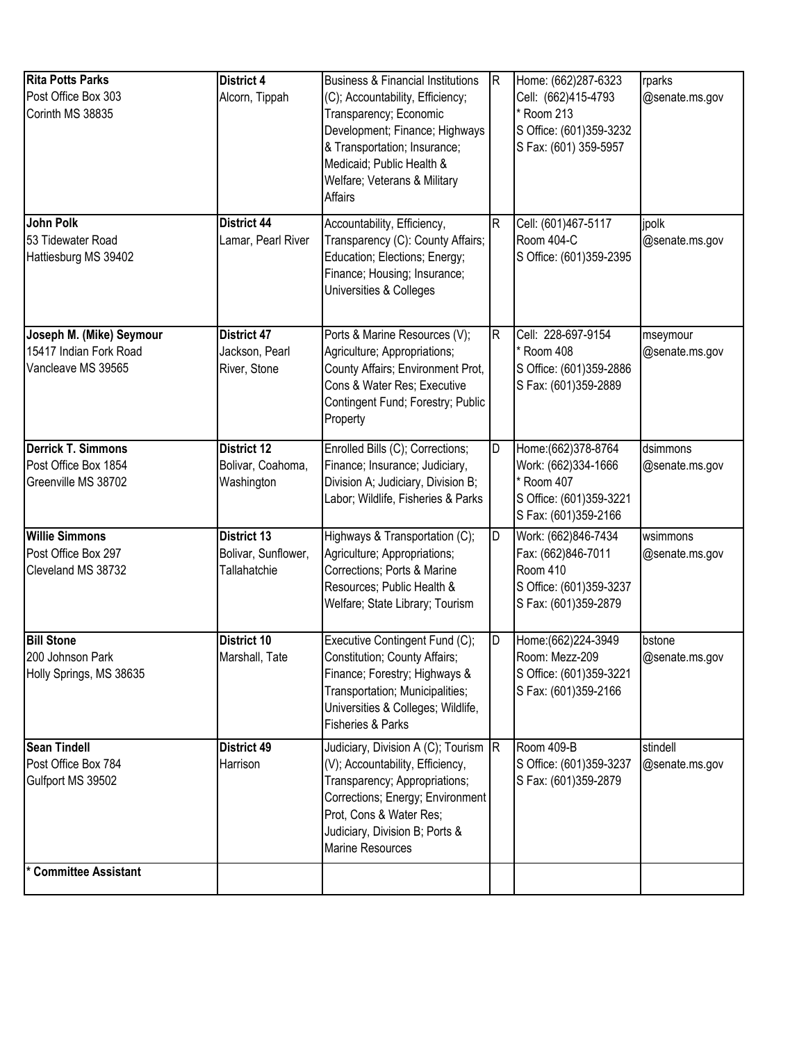| | | | | | |
|---|---|---|---|---|---|
| **Rita Potts Parks**<br>Post Office Box 303<br>Corinth MS 38835 | **District 4**<br>Alcorn, Tippah | Business & Financial Institutions (C); Accountability, Efficiency; Transparency; Economic Development; Finance; Highways & Transportation; Insurance; Medicaid; Public Health & Welfare; Veterans & Military Affairs | R | Home: (662)287-6323<br>Cell: (662)415-4793<br>* Room 213<br>S Office: (601)359-3232<br>S Fax: (601) 359-5957 | rparks<br>@senate.ms.gov |
| **John Polk**<br>53 Tidewater Road<br>Hattiesburg MS 39402 | **District 44**<br>Lamar, Pearl River | Accountability, Efficiency, Transparency (C): County Affairs; Education; Elections; Energy; Finance; Housing; Insurance; Universities & Colleges | R | Cell: (601)467-5117<br>Room 404-C<br>S Office: (601)359-2395 | jpolk<br>@senate.ms.gov |
| **Joseph M. (Mike) Seymour**<br>15417 Indian Fork Road<br>Vancleave MS 39565 | **District 47**<br>Jackson, Pearl River, Stone | Ports & Marine Resources (V); Agriculture; Appropriations; County Affairs; Environment Prot, Cons & Water Res; Executive Contingent Fund; Forestry; Public Property | R | Cell: 228-697-9154<br>* Room 408<br>S Office: (601)359-2886<br>S Fax: (601)359-2889 | mseymour<br>@senate.ms.gov |
| **Derrick T. Simmons**<br>Post Office Box 1854<br>Greenville MS 38702 | **District 12**<br>Bolivar, Coahoma, Washington | Enrolled Bills (C); Corrections; Finance; Insurance; Judiciary, Division A; Judiciary, Division B; Labor; Wildlife, Fisheries & Parks | D | Home:(662)378-8764<br>Work: (662)334-1666<br>* Room 407<br>S Office: (601)359-3221<br>S Fax: (601)359-2166 | dsimmons<br>@senate.ms.gov |
| **Willie Simmons**<br>Post Office Box 297<br>Cleveland MS 38732 | **District 13**<br>Bolivar, Sunflower, Tallahatchie | Highways & Transportation (C); Agriculture; Appropriations; Corrections; Ports & Marine Resources; Public Health & Welfare; State Library; Tourism | D | Work: (662)846-7434<br>Fax: (662)846-7011<br>Room 410<br>S Office: (601)359-3237<br>S Fax: (601)359-2879 | wsimmons<br>@senate.ms.gov |
| **Bill Stone**<br>200 Johnson Park<br>Holly Springs, MS 38635 | **District 10**<br>Marshall, Tate | Executive Contingent Fund (C); Constitution; County Affairs; Finance; Forestry; Highways & Transportation; Municipalities; Universities & Colleges; Wildlife, Fisheries & Parks | D | Home:(662)224-3949<br>Room: Mezz-209<br>S Office: (601)359-3221<br>S Fax: (601)359-2166 | bstone<br>@senate.ms.gov |
| **Sean Tindell**<br>Post Office Box 784<br>Gulfport MS 39502 | **District 49**<br>Harrison | Judiciary, Division A (C); Tourism (V); Accountability, Efficiency, Transparency; Appropriations; Corrections; Energy; Environment Prot, Cons & Water Res; Judiciary, Division B; Ports & Marine Resources | R | Room 409-B<br>S Office: (601)359-3237<br>S Fax: (601)359-2879 | stindell<br>@senate.ms.gov |
| *** Committee Assistant** | | | | | |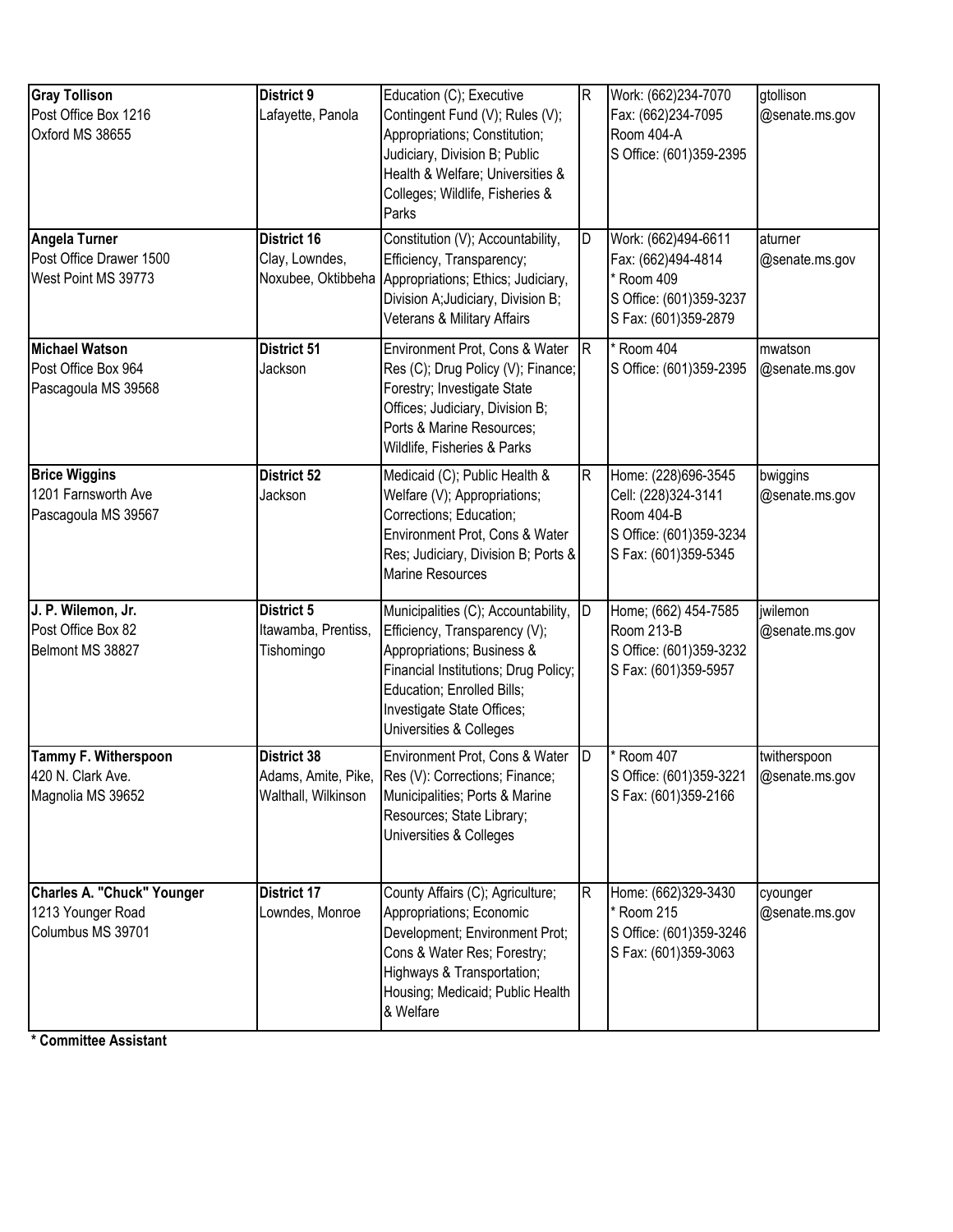| | | | | | |
|---|---|---|---|---|---|
| **Gray Tollison**<br>Post Office Box 1216<br>Oxford MS 38655 | **District 9**<br>Lafayette, Panola | Education (C); Executive Contingent Fund (V); Rules (V); Appropriations; Constitution; Judiciary, Division B; Public Health & Welfare; Universities & Colleges; Wildlife, Fisheries & Parks | R | Work: (662)234-7070<br>Fax: (662)234-7095<br>Room 404-A<br>S Office: (601)359-2395 | gtollison<br>@senate.ms.gov |
| **Angela Turner**<br>Post Office Drawer 1500<br>West Point MS 39773 | **District 16**<br>Clay, Lowndes, Noxubee, Oktibbeha | Constitution (V); Accountability, Efficiency, Transparency; Appropriations; Ethics; Judiciary, Division A;Judiciary, Division B; Veterans & Military Affairs | D | Work: (662)494-6611<br>Fax: (662)494-4814<br>* Room 409<br>S Office: (601)359-3237<br>S Fax: (601)359-2879 | aturner<br>@senate.ms.gov |
| **Michael Watson**<br>Post Office Box 964<br>Pascagoula MS 39568 | **District 51**<br>Jackson | Environment Prot, Cons & Water Res (C); Drug Policy (V); Finance; Forestry; Investigate State Offices; Judiciary, Division B; Ports & Marine Resources; Wildlife, Fisheries & Parks | R | * Room 404<br>S Office: (601)359-2395 | mwatson<br>@senate.ms.gov |
| **Brice Wiggins**<br>1201 Farnsworth Ave<br>Pascagoula MS 39567 | **District 52**<br>Jackson | Medicaid (C); Public Health & Welfare (V); Appropriations; Corrections; Education; Environment Prot, Cons & Water Res; Judiciary, Division B; Ports & Marine Resources | R | Home: (228)696-3545<br>Cell: (228)324-3141<br>Room 404-B<br>S Office: (601)359-3234<br>S Fax: (601)359-5345 | bwiggins<br>@senate.ms.gov |
| **J. P. Wilemon, Jr.**<br>Post Office Box 82<br>Belmont MS 38827 | **District 5**<br>Itawamba, Prentiss, Tishomingo | Municipalities (C); Accountability, Efficiency, Transparency (V); Appropriations; Business & Financial Institutions; Drug Policy; Education; Enrolled Bills; Investigate State Offices; Universities & Colleges | D | Home; (662) 454-7585<br>Room 213-B<br>S Office: (601)359-3232<br>S Fax: (601)359-5957 | jwilemon<br>@senate.ms.gov |
| **Tammy F. Witherspoon**<br>420 N. Clark Ave.<br>Magnolia MS 39652 | **District 38**<br>Adams, Amite, Pike, Walthall, Wilkinson | Environment Prot, Cons & Water Res (V): Corrections; Finance; Municipalities; Ports & Marine Resources; State Library; Universities & Colleges | D | * Room 407<br>S Office: (601)359-3221<br>S Fax: (601)359-2166 | twitherspoon<br>@senate.ms.gov |
| **Charles A. "Chuck" Younger**<br>1213 Younger Road<br>Columbus MS 39701 | **District 17**<br>Lowndes, Monroe | County Affairs (C); Agriculture; Appropriations; Economic Development; Environment Prot; Cons & Water Res; Forestry; Highways & Transportation; Housing; Medicaid; Public Health & Welfare | R | Home: (662)329-3430<br>* Room 215<br>S Office: (601)359-3246<br>S Fax: (601)359-3063 | cyounger<br>@senate.ms.gov |

**\* Committee Assistant**